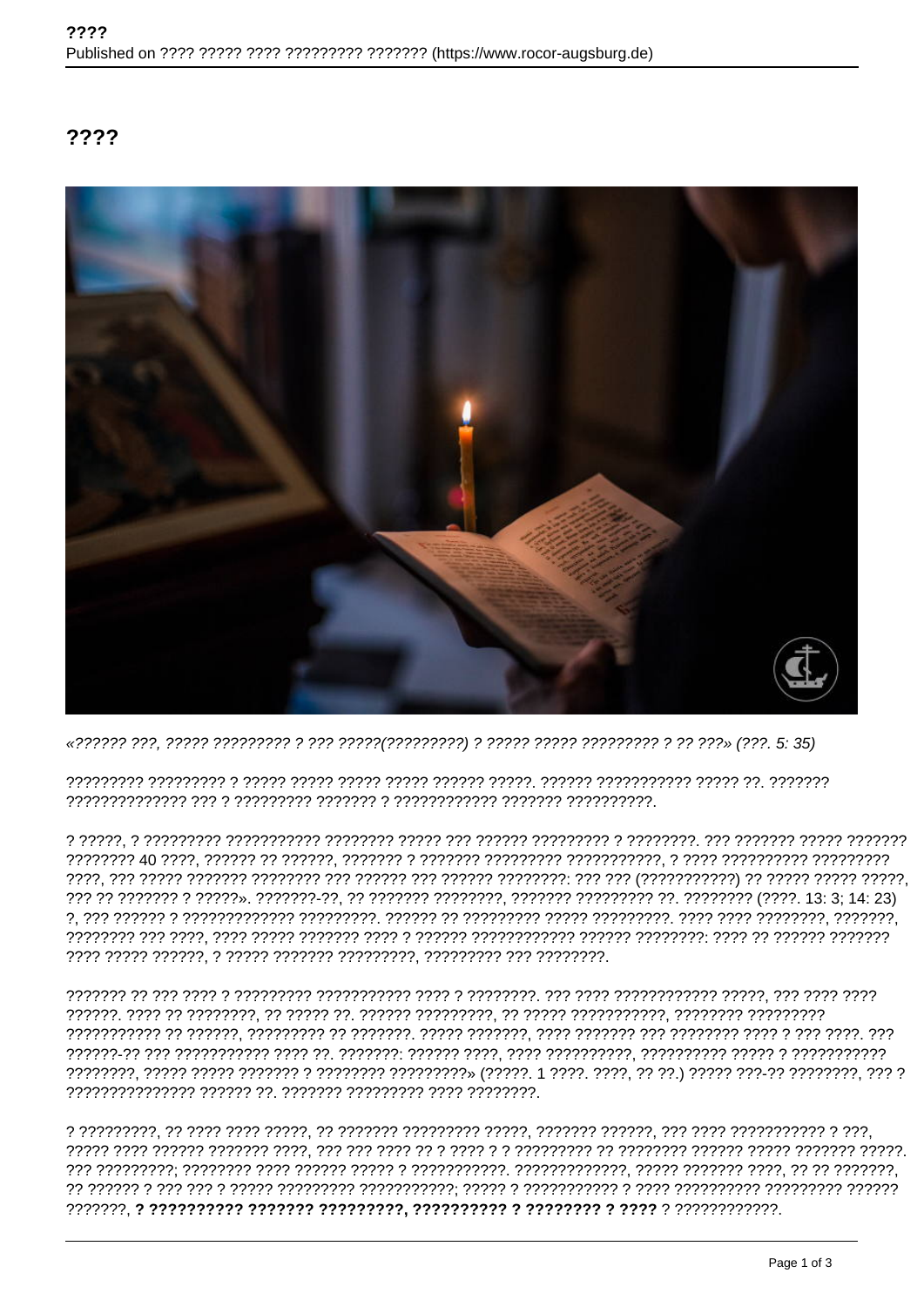# ????

*«?????? ???, ????? ????????? ? ??? ?????(?????????) ? ????? ????? ????????? ? ?? ???» (???. 5: 35)*

????????? ????????? ? ????? ????? ????? ????? ?????? ?????. ?????? ??????????? ????? ??. ??????? ?????????????? ??? ? ????????? ??????? ? ???????????? ??????? ??????????.

? ?????, ? ????????? ??????????? ???????? ????? ??? ?????? ????????? ? ????????. ??? ??????? ????? ??????? ???????? 40 ????, ?????? ?? ??????, ??????? ? ??????? ????????? ???????????, ? ???? ????????? ????????? ????, ??? ????? ??????? ???????? ??? ?????? ??? ?????? ????????: ??? ??? (???????????) ?? ????? ????? ?????, ??? ?? ??????? ? ?????». ???????-??, ?? ??????? ????????, ??????? ????????? ??. ???????? (????. 13: 3; 14: 23) ?, ??? ?????? ? ????????????? ?????????. ?????? ?? ????????? ????? ?????????. ???? ???? ????????, ???????, ???????? ??? ????, ???? ????? ??????? ???? ? ?????? ???????????? ?????? ????????: ???? ?? ?????? ??????? ???? ????? ??????, ? ????? ??????? ?????????, ????????? ??? ????????.

??????? ?? ??? ???? ? ????????? ??????????? ???? ? ????????. ??? ???? ???????????? ?????, ??? ???? ???? ??????. ???? ?? ????????, ?? ????? ??. ?????? ?????????, ?? ????? ???????????, ???????? ????????? ??????????? ?? ??????, ????????? ?? ???????. ????? ???????, ???? ??????? ??? ???????? ???? ? ??? ????. ??? ??????-?? ??? ??????????? ???? ??. ???????: ?????? ????, ???? ??????????, ?????????? ????? ? ??????????? ????????, ????? ????? ??????? ? ???????? ?????????» (?????. 1 ????. ????, ?? ??.) ????? ???-?? ????????, ??? ? ??????????????? ?????? ??. ??????? ????????? ???? ????????.

? ?????????, ?? ???? ???? ?????, ?? ??????? ????????? ?????, ??????? ??????, ??? ???? ??????????? ? ???, ????? ???? ?????? ??????? ????, ??? ??? ???? ?? ? ???? ? ? ????????? ?? ???????? ?????? ????? ??????? ?????. ??? ?????????; ???????? ???? ?????? ????? ? ???????????. ?????????????, ????? ??????? ????, ?? ?? ???????, ?? ?????? ? ??? ??? ? ????? ????????? ???????????; ????? ? ??????????? ? ???? ?????????? ????????? ?????? ???????, **? ?????????? ??????? ?????????, ?????????? ? ???????? ? ????** ? ????????????.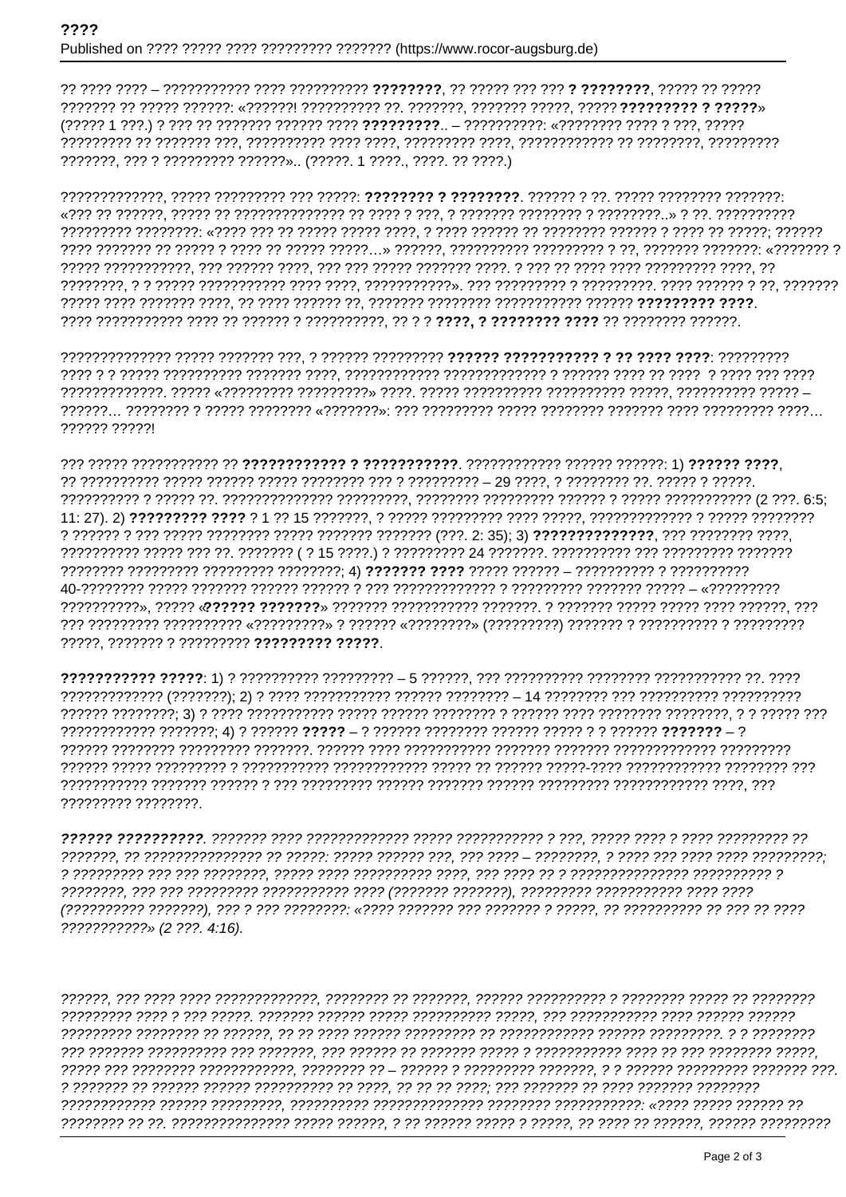?? ???? ???? – ??????????? ???? ?????????? **????????**, ?? ????? ??? ??? **? ????????**, ????? ?? ????? ??????? ?? ????? ??????: «??????! ?????????? ??. ???????, ??????? ?????, ????? **????????? ? ?????**» (????? 1 ???.) ? ??? ?? ??????? ?????? ???? **?????????**.. – ??????????: «???????? ???? ? ???, ????? ????????? ?? ??????? ???, ?????????? ???? ????, ????????? ????, ???????????? ?? ????????, ????????? ???????, ??? ? ????????? ??????».. (?????. 1 ????., ????. ?? ????.)

?????????????, ????? ????????? ??? ?????: **??????? ? ????????**. ?????? ? ??. ????? ???????? ???????: «??? ?? ??????, ????? ?? ?????????????? ?? ???? ? ???, ? ??????? ???????? ? ????????..» ? ??. ?????????? ????????? ????????: «???? ??? ?? ????? ????? ????, ? ???? ?????? ?? ???????? ?????? ? ???? ?? ?????; ?????? ???? ??????? ?? ????? ? ???? ?? ????? ?????…» ??????, ?????????? ????????? ? ??, ??????? ???????: «??????? ? ????? ???????????, ??? ?????? ????, ??? ??? ????? ??????? ????. ? ??? ?? ???? ???? ????????? ????, ?? ????????, ? ? ????? ??????????? ???? ????, ???????????». ??? ????????? ? ?????????. ???? ?????? ? ??, ??????? ????? ???? ??????? ????, ?? ???? ?????? ??, ??????? ???????? ??????????? ?????? **????????? ????**. ???? ??????????? ???? ?? ?????? ? ??????????, ?? ? ? **????, ? ???????? ????** ?? ???????? ??????.

?????????????? ????? ??????? ???, ? ?????? ????????? **?????? ??????????? ? ?? ???? ????**: ????????? ???? ? ? ????? ?????????? ??????? ????, ???????????? ????????????? ? ?????? ???? ?? ???? ? ???? ??? ???? ?????????????. ????? «????????? ?????????» ????. ????? ?????????? ?????????? ?????, ?????????? ????? – ??????… ???????? ? ????? ???????? «???????»: ??? ????????? ????? ???????? ??????? ???? ????????? ????… ?????? ?????!

??? ????? ??????????? ?? **???????????? ? ???????????**. ???????????? ?????? ??????: 1) **?????? ????**, ?? ?????????? ????? ?????? ????? ???????? ??? ? ????????? – 29 ????, ? ???????? ??. ????? ? ?????. ?????????? ? ????? ??. ?????????????? ?????????, ???????? ????????? ?????? ? ????? ??????????? (2 ???. 6:5; 11: 27). 2) **????????? ????** ? 1 ?? 15 ???????, ? ????? ????????? ???? ?????, ????????????? ? ????? ???????? ? ?????? ? ??? ????? ???????? ????? ??????? ??????? (???. 2: 35); 3) **??????????????**, ??? ???????? ????, ?????????? ????? ??? ??. ??????? ( ? 15 ????.) ? ????????? 24 ???????. ?????????? ??? ????????? ??????? ???????? ????????? ????????? ????????; 4) **??????? ????** ????? ?????? – ?????????? ? ?????????? 40-???????? ????? ??????? ?????? ?????? ? ??? ????????????? ? ????????? ??????? ????? – «????????? ??????????», ????? «**?????? ???????**» ??????? ??????????? ???????. ? ??????? ????? ????? ???? ??????, ??? ??? ????????? ?????????? «?????????» ? ?????? «????????» (?????????) ??????? ? ?????????? ? ????????? ?????, ??????? ? ????????? **????????? ?????**.

**??????????? ?????**: 1) ? ?????????? ????????? – 5 ??????, ??? ?????????? ???????? ??????????? ??. ???? ????????????? (???????); 2) ? ???? ??????????? ?????? ???????? – 14 ???????? ??? ?????????? ?????????? ?????? ????????; 3) ? ???? ??????????? ????? ?????? ???????? ? ?????? ???? ???????? ????????, ? ? ????? ??? ???????????? ???????; 4) ? ?????? **?????** – ? ?????? ???????? ?????? ????? ? ? ?????? **???????** – ? ?????? ???????? ????????? ???????. ?????? ???? ??????????? ??????? ??????? ????????????? ????????? ?????? ????? ????????? ? ??????????? ???????????? ????? ?? ?????? ?????-???? ???????????? ???????? ??? ??????????? ??????? ?????? ? ??? ????????? ?????? ??????? ?????? ????????? ???????????? ????, ??? ????????? ????????.

***?????? ?????????****. ??????? ???? ????????????? ????? ??????????? ? ???, ????? ???? ? ???? ????????? ?? ???????, ?? ??????????????? ?? ?????: ????? ?????? ???, ??? ???? – ????????, ? ???? ??? ???? ???? ?????????; ? ????????? ??? ??? ????????, ????? ???? ?????????? ????, ??? ???? ?? ? ??????????????? ?????????? ? ????????, ??? ??? ????????? ??????????? ???? (??????? ???????), ????????? ??????????? ???? ???? (?????????? ???????), ??? ? ??? ????????: «???? ??????? ??? ??????? ? ?????, ?? ?????????? ?? ??? ?? ???? ???????????» (2 ???. 4:16).*

*??????, ??? ???? ???? ?????????????, ???????? ?? ???????, ?????? ?????????? ? ???????? ????? ?? ???????? ????????? ???? ? ??? ?????. ??????? ?????? ????? ?????????? ?????, ??? ??????????? ???? ?????? ?????? ????????? ???????? ?? ??????, ?? ?? ???? ?????? ???????? ?? ???????????? ?????? ?????????. ? ? ???????? ??? ??????? ?????????? ??? ???????, ??? ?????? ?? ??????? ????? ? ??????????? ???? ?? ??? ???????? ?????, ????? ??? ???????? ????????????, ???????? ?? – ?????? ? ????????? ???????, ? ? ?????? ????????? ??????? ???. ? ??????? ?? ?????? ?????? ?????????? ?? ????, ?? ?? ?? ????; ??? ??????? ?? ???? ??????? ???????? ???????????? ?????? ?????????, ?????????? ????????????? ???????? ???????????: «???? ????? ?????? ?? ??????? ?? ??. ?????????????? ????? ??????, ? ?? ?????? ????? ? ?????, ?? ???? ?? ??????, ?????? ?????????*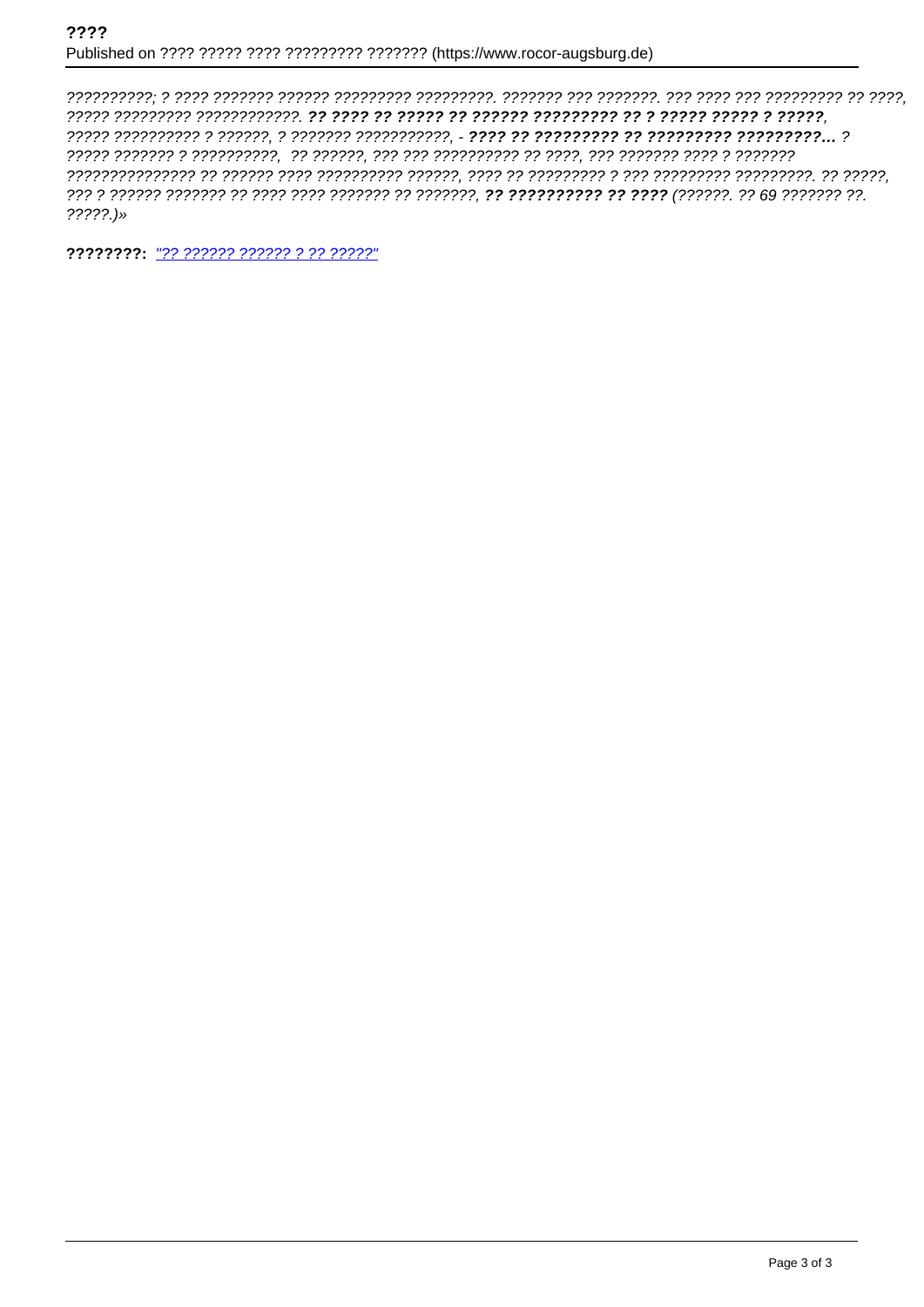*??????????; ? ???? ??????? ?????? ????????? ?????????. ??????? ??? ???????. ??? ???? ??? ????????? ?? ????, ????? ????????? ????????????.* ***?? ???? ?? ????? ?? ?????? ????????? ?? ? ????? ????? ? ?????****, ????? ?????????? ? ??????, ? ??????? ???????????, -* ***???? ?? ????????? ?? ????????? ?????????...*** *? ????? ??????? ? ??????????, ?? ??????, ??? ??? ?????????? ?? ????, ??? ??????? ???? ? ??????? ??????????????? ?? ?????? ???? ?????????? ??????, ???? ?? ????????? ? ??? ????????? ?????????. ?? ?????, ??? ? ?????? ??????? ?? ???? ???? ??????? ?? ???????,* ***?? ?????????? ?? ????*** *(??????. ?? 69 ??????? ??. ?????.)»*

**????????:** ["?? ?????? ?????? ? ?? ?????"]()